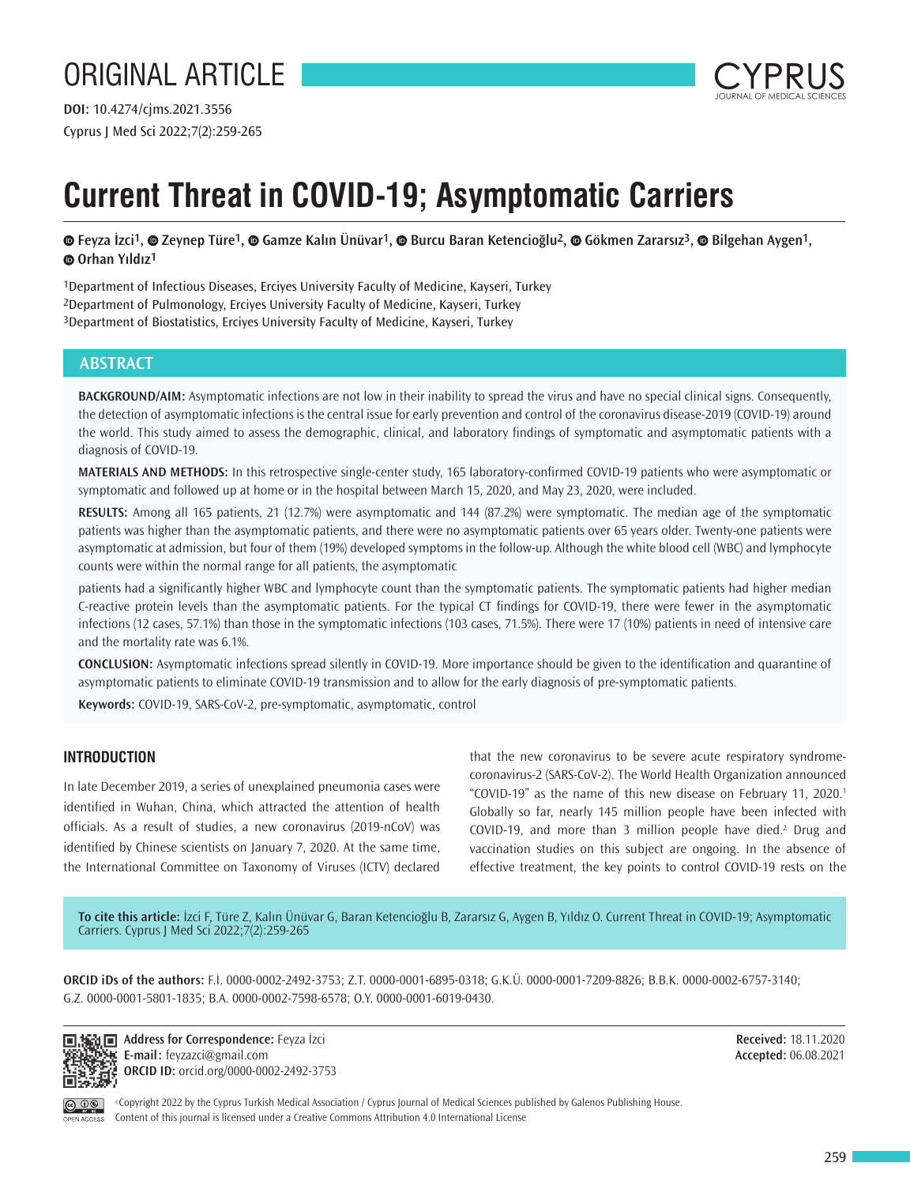ORIGINAL ARTICLE

**DOI:** 10.4274/cjms.2021.3556

# Current Threat in COVID-19; Asymptomatic Carriers

Feyza İzci[1], Zeynep Türe[1], Gamze Kalın Ünüvar[1], Burcu Baran Ketencioğlu[2], Gökmen Zararsız[3], Bilgehan Aygen[1], Orhan Yıldız[1]

[1]Department of Infectious Diseases, Erciyes University Faculty of Medicine, Kayseri, Turkey
[2]Department of Pulmonology, Erciyes University Faculty of Medicine, Kayseri, Turkey
[3]Department of Biostatistics, Erciyes University Faculty of Medicine, Kayseri, Turkey

## ABSTRACT

**BACKGROUND/AIM:** Asymptomatic infections are not low in their inability to spread the virus and have no special clinical signs. Consequently, the detection of asymptomatic infections is the central issue for early prevention and control of the coronavirus disease-2019 (COVID-19) around the world. This study aimed to assess the demographic, clinical, and laboratory findings of symptomatic and asymptomatic patients with a diagnosis of COVID-19.

**MATERIALS AND METHODS:** In this retrospective single-center study, 165 laboratory-confirmed COVID-19 patients who were asymptomatic or symptomatic and followed up at home or in the hospital between March 15, 2020, and May 23, 2020, were included.

**RESULTS:** Among all 165 patients, 21 (12.7%) were asymptomatic and 144 (87.2%) were symptomatic. The median age of the symptomatic patients was higher than the asymptomatic patients, and there were no asymptomatic patients over 65 years older. Twenty-one patients were asymptomatic at admission, but four of them (19%) developed symptoms in the follow-up. Although the white blood cell (WBC) and lymphocyte counts were within the normal range for all patients, the asymptomatic patients had a significantly higher WBC and lymphocyte count than the symptomatic patients. The symptomatic patients had higher median C-reactive protein levels than the asymptomatic patients. For the typical CT findings for COVID-19, there were fewer in the asymptomatic infections (12 cases, 57.1%) than those in the symptomatic infections (103 cases, 71.5%). There were 17 (10%) patients in need of intensive care and the mortality rate was 6.1%.

**CONCLUSION:** Asymptomatic infections spread silently in COVID-19. More importance should be given to the identification and quarantine of asymptomatic patients to eliminate COVID-19 transmission and to allow for the early diagnosis of pre-symptomatic patients.

**Keywords:** COVID-19, SARS-CoV-2, pre-symptomatic, asymptomatic, control

## INTRODUCTION

In late December 2019, a series of unexplained pneumonia cases were identified in Wuhan, China, which attracted the attention of health officials. As a result of studies, a new coronavirus (2019-nCoV) was identified by Chinese scientists on January 7, 2020. At the same time, the International Committee on Taxonomy of Viruses (ICTV) declared that the new coronavirus to be severe acute respiratory syndrome-coronavirus-2 (SARS-CoV-2). The World Health Organization announced "COVID-19" as the name of this new disease on February 11, 2020.[1] Globally so far, nearly 145 million people have been infected with COVID-19, and more than 3 million people have died.[2] Drug and vaccination studies on this subject are ongoing. In the absence of effective treatment, the key points to control COVID-19 rests on the

**To cite this article:** İzci F, Türe Z, Kalın Ünüvar G, Baran Ketencioğlu B, Zararsız G, Aygen B, Yıldız O. Current Threat in COVID-19; Asymptomatic Carriers. Cyprus J Med Sci 2022;7(2):259-265

**ORCID iDs of the authors:** F.İ. 0000-0002-2492-3753; Z.T. 0000-0001-6895-0318; G.K.Ü. 0000-0001-7209-8826; B.B.K. 0000-0002-6757-3140; G.Z. 0000-0001-5801-1835; B.A. 0000-0002-7598-6578; O.Y. 0000-0001-6019-0430.

**Address for Correspondence:** Feyza İzci
**E-mail:** feyzazci@gmail.com
**ORCID ID:** orcid.org/0000-0002-2492-3753

**Received:** 18.11.2020
**Accepted:** 06.08.2021

©Copyright 2022 by the Cyprus Turkish Medical Association / Cyprus Journal of Medical Sciences published by Galenos Publishing House.
Content of this journal is licensed under a Creative Commons Attribution 4.0 International License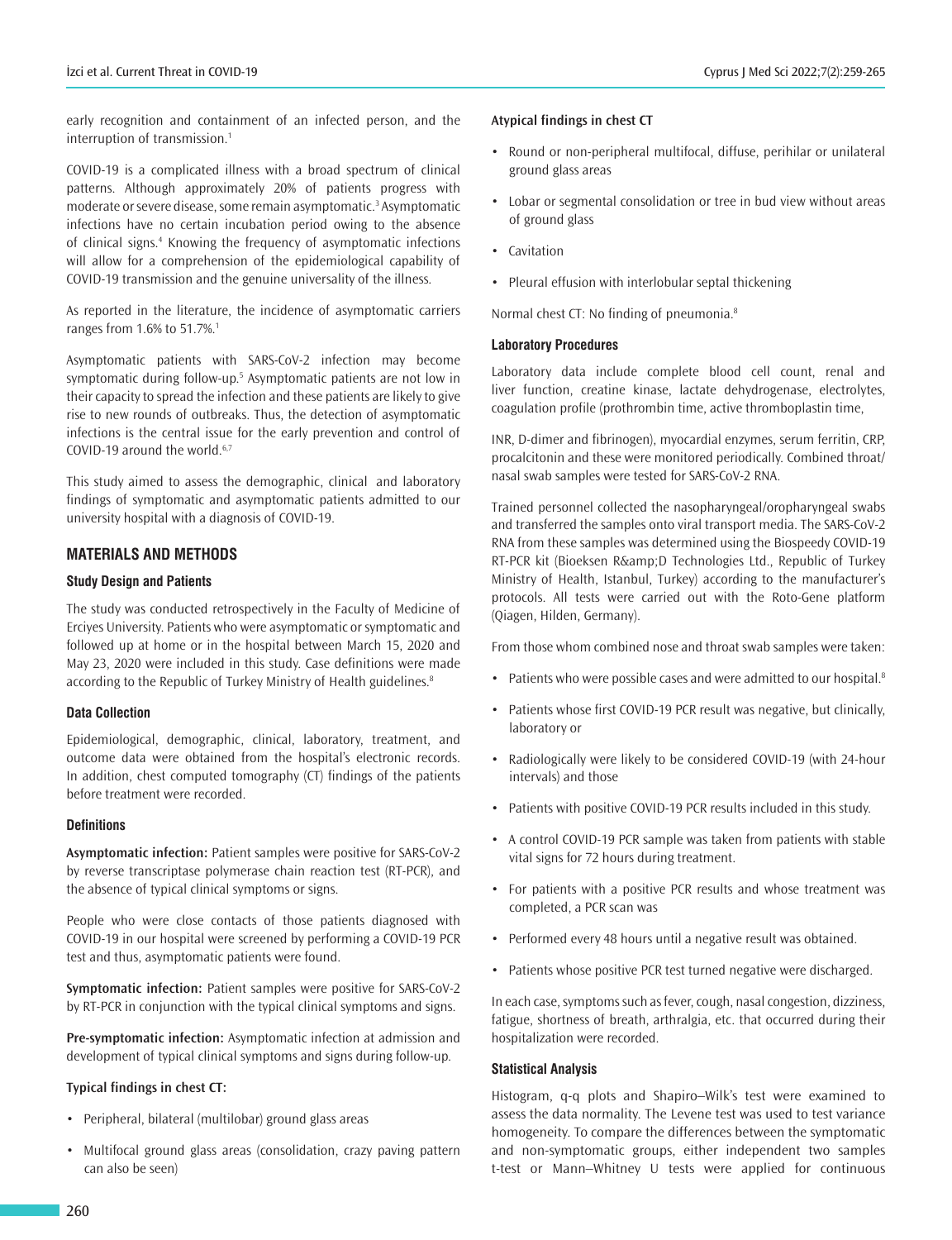early recognition and containment of an infected person, and the interruption of transmission.[1]

COVID-19 is a complicated illness with a broad spectrum of clinical patterns. Although approximately 20% of patients progress with moderate or severe disease, some remain asymptomatic.[3] Asymptomatic infections have no certain incubation period owing to the absence of clinical signs.[4] Knowing the frequency of asymptomatic infections will allow for a comprehension of the epidemiological capability of COVID-19 transmission and the genuine universality of the illness.

As reported in the literature, the incidence of asymptomatic carriers ranges from 1.6% to 51.7%.[1]

Asymptomatic patients with SARS-CoV-2 infection may become symptomatic during follow-up.[5] Asymptomatic patients are not low in their capacity to spread the infection and these patients are likely to give rise to new rounds of outbreaks. Thus, the detection of asymptomatic infections is the central issue for the early prevention and control of COVID-19 around the world.[6,7]

This study aimed to assess the demographic, clinical and laboratory findings of symptomatic and asymptomatic patients admitted to our university hospital with a diagnosis of COVID-19.

## MATERIALS AND METHODS

### Study Design and Patients

The study was conducted retrospectively in the Faculty of Medicine of Erciyes University. Patients who were asymptomatic or symptomatic and followed up at home or in the hospital between March 15, 2020 and May 23, 2020 were included in this study. Case definitions were made according to the Republic of Turkey Ministry of Health guidelines.[8]

### Data Collection

Epidemiological, demographic, clinical, laboratory, treatment, and outcome data were obtained from the hospital's electronic records. In addition, chest computed tomography (CT) findings of the patients before treatment were recorded.

### Definitions

**Asymptomatic infection:** Patient samples were positive for SARS-CoV-2 by reverse transcriptase polymerase chain reaction test (RT-PCR), and the absence of typical clinical symptoms or signs.

People who were close contacts of those patients diagnosed with COVID-19 in our hospital were screened by performing a COVID-19 PCR test and thus, asymptomatic patients were found.

**Symptomatic infection:** Patient samples were positive for SARS-CoV-2 by RT-PCR in conjunction with the typical clinical symptoms and signs.

**Pre-symptomatic infection:** Asymptomatic infection at admission and development of typical clinical symptoms and signs during follow-up.

**Typical findings in chest CT:**

- Peripheral, bilateral (multilobar) ground glass areas
- Multifocal ground glass areas (consolidation, crazy paving pattern can also be seen)

**Atypical findings in chest CT**

- Round or non-peripheral multifocal, diffuse, perihilar or unilateral ground glass areas
- Lobar or segmental consolidation or tree in bud view without areas of ground glass
- Cavitation
- Pleural effusion with interlobular septal thickening

Normal chest CT: No finding of pneumonia.[8]

### Laboratory Procedures

Laboratory data include complete blood cell count, renal and liver function, creatine kinase, lactate dehydrogenase, electrolytes, coagulation profile (prothrombin time, active thromboplastin time, INR, D-dimer and fibrinogen), myocardial enzymes, serum ferritin, CRP, procalcitonin and these were monitored periodically. Combined throat/nasal swab samples were tested for SARS-CoV-2 RNA.

Trained personnel collected the nasopharyngeal/oropharyngeal swabs and transferred the samples onto viral transport media. The SARS-CoV-2 RNA from these samples was determined using the Biospeedy COVID-19 RT-PCR kit (Bioeksen R&amp;D Technologies Ltd., Republic of Turkey Ministry of Health, Istanbul, Turkey) according to the manufacturer's protocols. All tests were carried out with the Roto-Gene platform (Qiagen, Hilden, Germany).

From those whom combined nose and throat swab samples were taken:

- Patients who were possible cases and were admitted to our hospital.[8]
- Patients whose first COVID-19 PCR result was negative, but clinically, laboratory or
- Radiologically were likely to be considered COVID-19 (with 24-hour intervals) and those
- Patients with positive COVID-19 PCR results included in this study.
- A control COVID-19 PCR sample was taken from patients with stable vital signs for 72 hours during treatment.
- For patients with a positive PCR results and whose treatment was completed, a PCR scan was
- Performed every 48 hours until a negative result was obtained.
- Patients whose positive PCR test turned negative were discharged.

In each case, symptoms such as fever, cough, nasal congestion, dizziness, fatigue, shortness of breath, arthralgia, etc. that occurred during their hospitalization were recorded.

### Statistical Analysis

Histogram, q-q plots and Shapiro–Wilk's test were examined to assess the data normality. The Levene test was used to test variance homogeneity. To compare the differences between the symptomatic and non-symptomatic groups, either independent two samples t-test or Mann–Whitney U tests were applied for continuous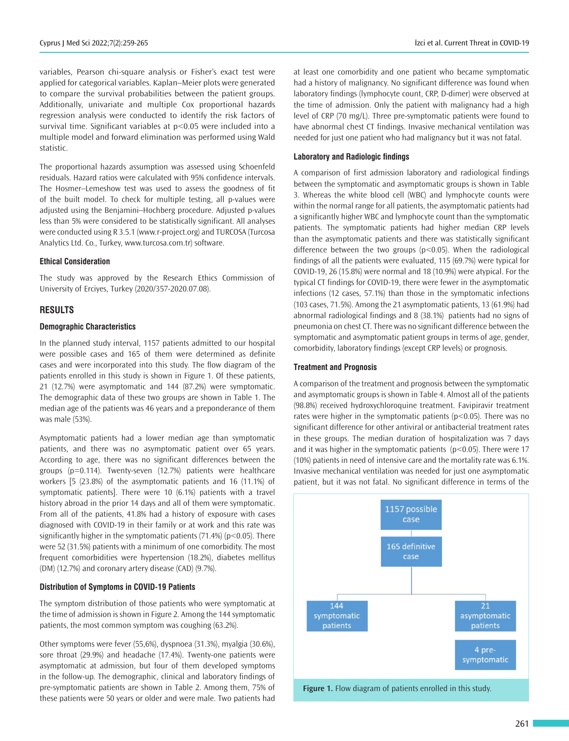variables, Pearson chi-square analysis or Fisher's exact test were applied for categorical variables. Kaplan–Meier plots were generated to compare the survival probabilities between the patient groups. Additionally, univariate and multiple Cox proportional hazards regression analysis were conducted to identify the risk factors of survival time. Significant variables at $p<0.05$ were included into a multiple model and forward elimination was performed using Wald statistic.

The proportional hazards assumption was assessed using Schoenfeld residuals. Hazard ratios were calculated with 95% confidence intervals. The Hosmer–Lemeshow test was used to assess the goodness of fit of the built model. To check for multiple testing, all p-values were adjusted using the Benjamini–Hochberg procedure. Adjusted p-values less than 5% were considered to be statistically significant. All analyses were conducted using R 3.5.1 (www.r-project.org) and TURCOSA (Turcosa Analytics Ltd. Co., Turkey, www.turcosa.com.tr) software.

### Ethical Consideration

The study was approved by the Research Ethics Commission of University of Erciyes, Turkey (2020/357-2020.07.08).

## RESULTS

### Demographic Characteristics

In the planned study interval, 1157 patients admitted to our hospital were possible cases and 165 of them were determined as definite cases and were incorporated into this study. The flow diagram of the patients enrolled in this study is shown in Figure 1. Of these patients, 21 (12.7%) were asymptomatic and 144 (87.2%) were symptomatic. The demographic data of these two groups are shown in Table 1. The median age of the patients was 46 years and a preponderance of them was male (53%).

Asymptomatic patients had a lower median age than symptomatic patients, and there was no asymptomatic patient over 65 years. According to age, there was no significant differences between the groups ($p=0.114$). Twenty-seven (12.7%) patients were healthcare workers [5 (23.8%) of the asymptomatic patients and 16 (11.1%) of symptomatic patients]. There were 10 (6.1%) patients with a travel history abroad in the prior 14 days and all of them were symptomatic. From all of the patients, 41.8% had a history of exposure with cases diagnosed with COVID-19 in their family or at work and this rate was significantly higher in the symptomatic patients (71.4%) ($p<0.05$). There were 52 (31.5%) patients with a minimum of one comorbidity. The most frequent comorbidities were hypertension (18.2%), diabetes mellitus (DM) (12.7%) and coronary artery disease (CAD) (9.7%).

### Distribution of Symptoms in COVID-19 Patients

The symptom distribution of those patients who were symptomatic at the time of admission is shown in Figure 2. Among the 144 symptomatic patients, the most common symptom was coughing (63.2%).

Other symptoms were fever (55,6%), dyspnoea (31.3%), myalgia (30.6%), sore throat (29.9%) and headache (17.4%). Twenty-one patients were asymptomatic at admission, but four of them developed symptoms in the follow-up. The demographic, clinical and laboratory findings of pre-symptomatic patients are shown in Table 2. Among them, 75% of these patients were 50 years or older and were male. Two patients had at least one comorbidity and one patient who became symptomatic had a history of malignancy. No significant difference was found when laboratory findings (lymphocyte count, CRP, D-dimer) were observed at the time of admission. Only the patient with malignancy had a high level of CRP (70 mg/L). Three pre-symptomatic patients were found to have abnormal chest CT findings. Invasive mechanical ventilation was needed for just one patient who had malignancy but it was not fatal.

### Laboratory and Radiologic findings

A comparison of first admission laboratory and radiological findings between the symptomatic and asymptomatic groups is shown in Table 3. Whereas the white blood cell (WBC) and lymphocyte counts were within the normal range for all patients, the asymptomatic patients had a significantly higher WBC and lymphocyte count than the symptomatic patients. The symptomatic patients had higher median CRP levels than the asymptomatic patients and there was statistically significant difference between the two groups ($p<0.05$). When the radiological findings of all the patients were evaluated, 115 (69.7%) were typical for COVID-19, 26 (15.8%) were normal and 18 (10.9%) were atypical. For the typical CT findings for COVID-19, there were fewer in the asymptomatic infections (12 cases, 57.1%) than those in the symptomatic infections (103 cases, 71.5%). Among the 21 asymptomatic patients, 13 (61.9%) had abnormal radiological findings and 8 (38.1%) patients had no signs of pneumonia on chest CT. There was no significant difference between the symptomatic and asymptomatic patient groups in terms of age, gender, comorbidity, laboratory findings (except CRP levels) or prognosis.

### Treatment and Prognosis

A comparison of the treatment and prognosis between the symptomatic and asymptomatic groups is shown in Table 4. Almost all of the patients (98.8%) received hydroxychloroquine treatment. Favipiravir treatment rates were higher in the symptomatic patients ($p<0.05$). There was no significant difference for other antiviral or antibacterial treatment rates in these groups. The median duration of hospitalization was 7 days and it was higher in the symptomatic patients ($p<0.05$). There were 17 (10%) patients in need of intensive care and the mortality rate was 6.1%. Invasive mechanical ventilation was needed for just one asymptomatic patient, but it was not fatal. No significant difference in terms of the

1157 possible case → 165 definitive case → 144 symptomatic patients; 21 asymptomatic patients → 4 pre-symptomatic

**Figure 1.** Flow diagram of patients enrolled in this study.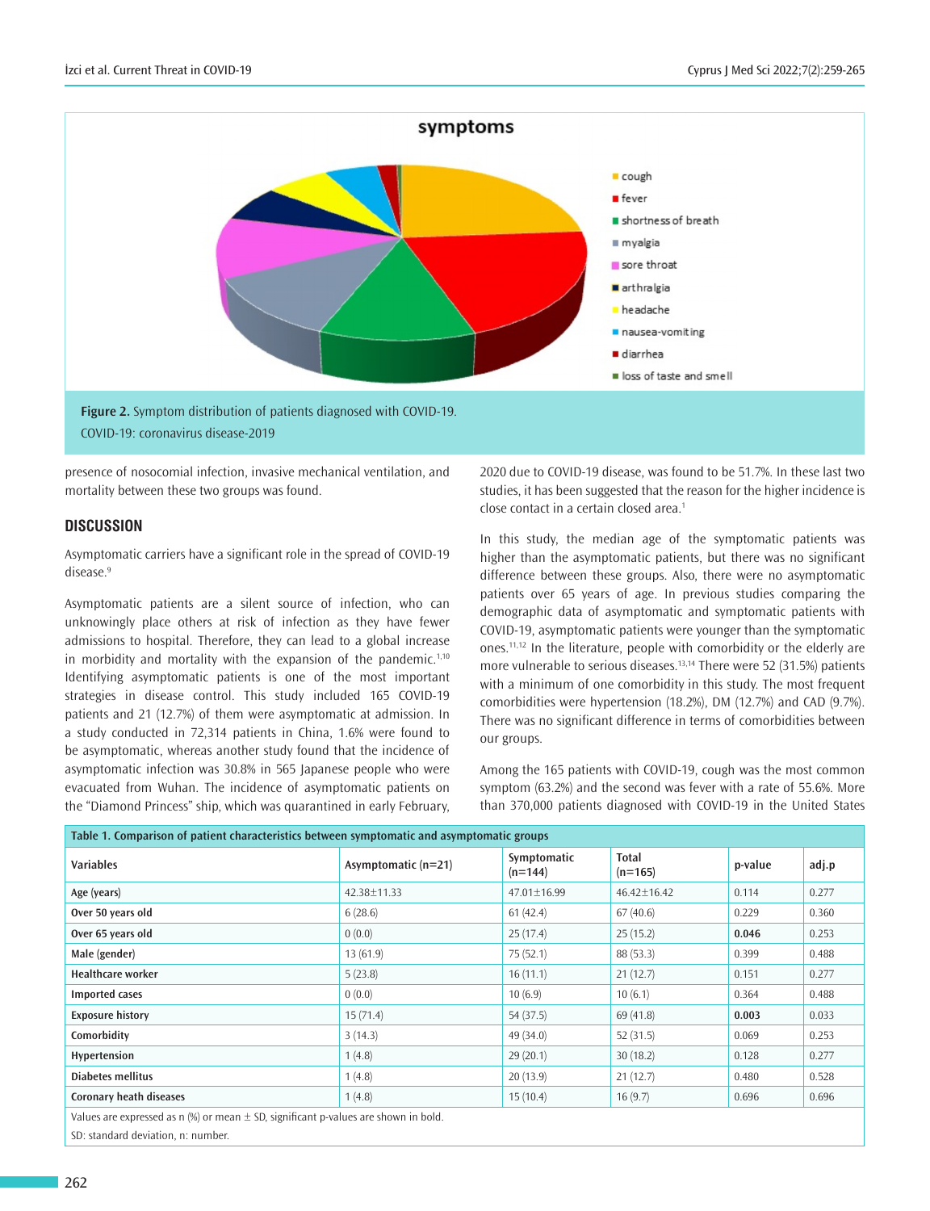Figure 2. Symptom distribution of patients diagnosed with COVID-19.
COVID-19: coronavirus disease-2019

presence of nosocomial infection, invasive mechanical ventilation, and mortality between these two groups was found.

## DISCUSSION

Asymptomatic carriers have a significant role in the spread of COVID-19 disease.[9]

Asymptomatic patients are a silent source of infection, who can unknowingly place others at risk of infection as they have fewer admissions to hospital. Therefore, they can lead to a global increase in morbidity and mortality with the expansion of the pandemic.[1,10] Identifying asymptomatic patients is one of the most important strategies in disease control. This study included 165 COVID-19 patients and 21 (12.7%) of them were asymptomatic at admission. In a study conducted in 72,314 patients in China, 1.6% were found to be asymptomatic, whereas another study found that the incidence of asymptomatic infection was 30.8% in 565 Japanese people who were evacuated from Wuhan. The incidence of asymptomatic patients on the "Diamond Princess" ship, which was quarantined in early February, 2020 due to COVID-19 disease, was found to be 51.7%. In these last two studies, it has been suggested that the reason for the higher incidence is close contact in a certain closed area.[1]

In this study, the median age of the symptomatic patients was higher than the asymptomatic patients, but there was no significant difference between these groups. Also, there were no asymptomatic patients over 65 years of age. In previous studies comparing the demographic data of asymptomatic and symptomatic patients with COVID-19, asymptomatic patients were younger than the symptomatic ones.[11,12] In the literature, people with comorbidity or the elderly are more vulnerable to serious diseases.[13,14] There were 52 (31.5%) patients with a minimum of one comorbidity in this study. The most frequent comorbidities were hypertension (18.2%), DM (12.7%) and CAD (9.7%). There was no significant difference in terms of comorbidities between our groups.

Among the 165 patients with COVID-19, cough was the most common symptom (63.2%) and the second was fever with a rate of 55.6%. More than 370,000 patients diagnosed with COVID-19 in the United States

**Table 1. Comparison of patient characteristics between symptomatic and asymptomatic groups**

| Variables | Asymptomatic (n=21) | Symptomatic (n=144) | Total (n=165) | p-value | adj.p |
|---|---|---|---|---|---|
| Age (years) | 42.38±11.33 | 47.01±16.99 | 46.42±16.42 | 0.114 | 0.277 |
| Over 50 years old | 6 (28.6) | 61 (42.4) | 67 (40.6) | 0.229 | 0.360 |
| Over 65 years old | 0 (0.0) | 25 (17.4) | 25 (15.2) | **0.046** | 0.253 |
| Male (gender) | 13 (61.9) | 75 (52.1) | 88 (53.3) | 0.399 | 0.488 |
| Healthcare worker | 5 (23.8) | 16 (11.1) | 21 (12.7) | 0.151 | 0.277 |
| Imported cases | 0 (0.0) | 10 (6.9) | 10 (6.1) | 0.364 | 0.488 |
| Exposure history | 15 (71.4) | 54 (37.5) | 69 (41.8) | **0.003** | 0.033 |
| Comorbidity | 3 (14.3) | 49 (34.0) | 52 (31.5) | 0.069 | 0.253 |
| Hypertension | 1 (4.8) | 29 (20.1) | 30 (18.2) | 0.128 | 0.277 |
| Diabetes mellitus | 1 (4.8) | 20 (13.9) | 21 (12.7) | 0.480 | 0.528 |
| Coronary heath diseases | 1 (4.8) | 15 (10.4) | 16 (9.7) | 0.696 | 0.696 |

Values are expressed as n (%) or mean ± SD, significant p-values are shown in bold.
SD: standard deviation, n: number.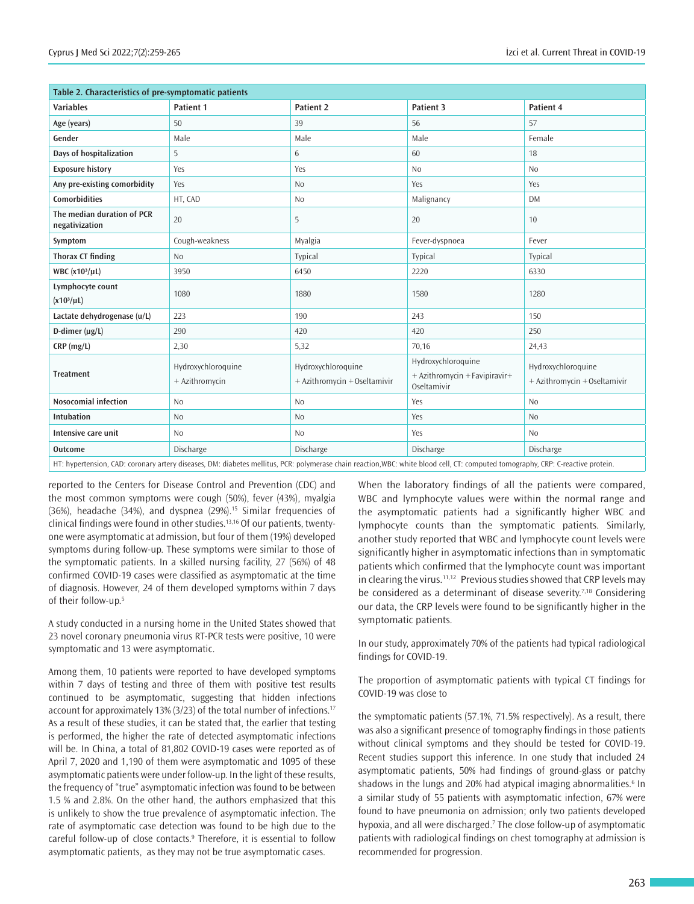**Table 2. Characteristics of pre-symptomatic patients**

| Variables | Patient 1 | Patient 2 | Patient 3 | Patient 4 |
|---|---|---|---|---|
| Age (years) | 50 | 39 | 56 | 57 |
| Gender | Male | Male | Male | Female |
| Days of hospitalization | 5 | 6 | 60 | 18 |
| Exposure history | Yes | Yes | No | No |
| Any pre-existing comorbidity | Yes | No | Yes | Yes |
| Comorbidities | HT, CAD | No | Malignancy | DM |
| The median duration of PCR negativization | 20 | 5 | 20 | 10 |
| Symptom | Cough-weakness | Myalgia | Fever-dyspnoea | Fever |
| Thorax CT finding | No | Typical | Typical | Typical |
| WBC ($x10^3/\mu L$) | 3950 | 6450 | 2220 | 6330 |
| Lymphocyte count ($x10^3/\mu L$) | 1080 | 1880 | 1580 | 1280 |
| Lactate dehydrogenase (u/L) | 223 | 190 | 243 | 150 |
| D-dimer (µg/L) | 290 | 420 | 420 | 250 |
| CRP (mg/L) | 2,30 | 5,32 | 70,16 | 24,43 |
| Treatment | Hydroxychloroquine + Azithromycin | Hydroxychloroquine + Azithromycin + Oseltamivir | Hydroxychloroquine + Azithromycin + Favipiravir+ Oseltamivir | Hydroxychloroquine + Azithromycin + Oseltamivir |
| Nosocomial infection | No | No | Yes | No |
| Intubation | No | No | Yes | No |
| Intensive care unit | No | No | Yes | No |
| Outcome | Discharge | Discharge | Discharge | Discharge |

HT: hypertension, CAD: coronary artery diseases, DM: diabetes mellitus, PCR: polymerase chain reaction,WBC: white blood cell, CT: computed tomography, CRP: C-reactive protein.

reported to the Centers for Disease Control and Prevention (CDC) and the most common symptoms were cough (50%), fever (43%), myalgia (36%), headache (34%), and dyspnea (29%).[15] Similar frequencies of clinical findings were found in other studies.[13,16] Of our patients, twenty-one were asymptomatic at admission, but four of them (19%) developed symptoms during follow-up. These symptoms were similar to those of the symptomatic patients. In a skilled nursing facility, 27 (56%) of 48 confirmed COVID-19 cases were classified as asymptomatic at the time of diagnosis. However, 24 of them developed symptoms within 7 days of their follow-up.[5]

A study conducted in a nursing home in the United States showed that 23 novel coronary pneumonia virus RT-PCR tests were positive, 10 were symptomatic and 13 were asymptomatic.

Among them, 10 patients were reported to have developed symptoms within 7 days of testing and three of them with positive test results continued to be asymptomatic, suggesting that hidden infections account for approximately 13% (3/23) of the total number of infections.[17] As a result of these studies, it can be stated that, the earlier that testing is performed, the higher the rate of detected asymptomatic infections will be. In China, a total of 81,802 COVID-19 cases were reported as of April 7, 2020 and 1,190 of them were asymptomatic and 1095 of these asymptomatic patients were under follow-up. In the light of these results, the frequency of "true" asymptomatic infection was found to be between 1.5 % and 2.8%. On the other hand, the authors emphasized that this is unlikely to show the true prevalence of asymptomatic infection. The rate of asymptomatic case detection was found to be high due to the careful follow-up of close contacts.[9] Therefore, it is essential to follow asymptomatic patients, as they may not be true asymptomatic cases.

When the laboratory findings of all the patients were compared, WBC and lymphocyte values were within the normal range and the asymptomatic patients had a significantly higher WBC and lymphocyte counts than the symptomatic patients. Similarly, another study reported that WBC and lymphocyte count levels were significantly higher in asymptomatic infections than in symptomatic patients which confirmed that the lymphocyte count was important in clearing the virus.[11,12] Previous studies showed that CRP levels may be considered as a determinant of disease severity.[7,18] Considering our data, the CRP levels were found to be significantly higher in the symptomatic patients.

In our study, approximately 70% of the patients had typical radiological findings for COVID-19.

The proportion of asymptomatic patients with typical CT findings for COVID-19 was close to

the symptomatic patients (57.1%, 71.5% respectively). As a result, there was also a significant presence of tomography findings in those patients without clinical symptoms and they should be tested for COVID-19. Recent studies support this inference. In one study that included 24 asymptomatic patients, 50% had findings of ground-glass or patchy shadows in the lungs and 20% had atypical imaging abnormalities.[6] In a similar study of 55 patients with asymptomatic infection, 67% were found to have pneumonia on admission; only two patients developed hypoxia, and all were discharged.[7] The close follow-up of asymptomatic patients with radiological findings on chest tomography at admission is recommended for progression.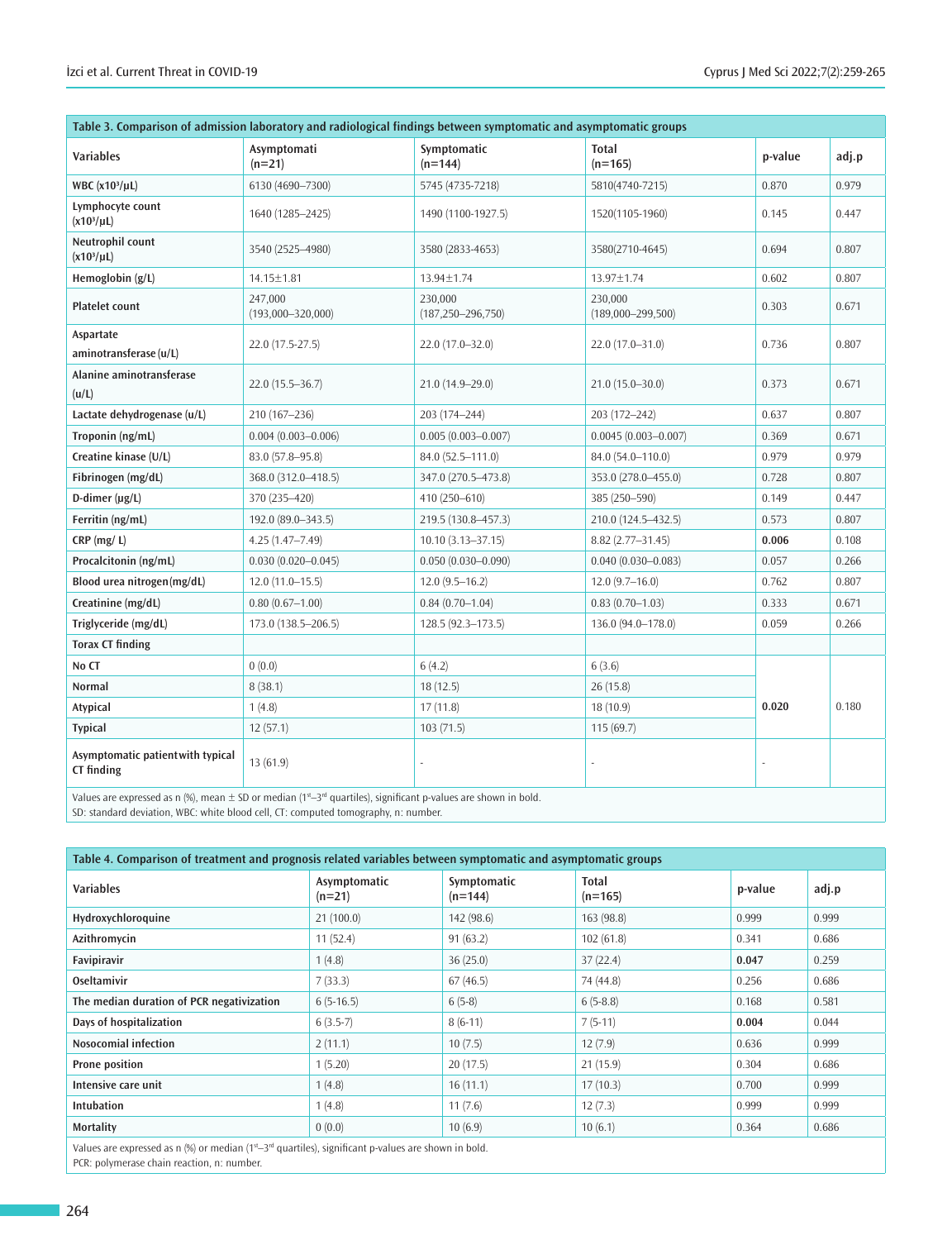**Table 3. Comparison of admission laboratory and radiological findings between symptomatic and asymptomatic groups**

| Variables | Asymptomati (n=21) | Symptomatic (n=144) | Total (n=165) | p-value | adj.p |
|---|---|---|---|---|---|
| WBC ($x10^3/\mu L$) | 6130 (4690–7300) | 5745 (4735-7218) | 5810(4740-7215) | 0.870 | 0.979 |
| Lymphocyte count ($x10^3/\mu L$) | 1640 (1285–2425) | 1490 (1100-1927.5) | 1520(1105-1960) | 0.145 | 0.447 |
| Neutrophil count ($x10^3/\mu L$) | 3540 (2525–4980) | 3580 (2833-4653) | 3580(2710-4645) | 0.694 | 0.807 |
| Hemoglobin (g/L) | 14.15±1.81 | 13.94±1.74 | 13.97±1.74 | 0.602 | 0.807 |
| Platelet count | 247,000 (193,000–320,000) | 230,000 (187,250–296,750) | 230,000 (189,000–299,500) | 0.303 | 0.671 |
| Aspartate aminotransferase (u/L) | 22.0 (17.5-27.5) | 22.0 (17.0–32.0) | 22.0 (17.0–31.0) | 0.736 | 0.807 |
| Alanine aminotransferase (u/L) | 22.0 (15.5–36.7) | 21.0 (14.9–29.0) | 21.0 (15.0–30.0) | 0.373 | 0.671 |
| Lactate dehydrogenase (u/L) | 210 (167–236) | 203 (174–244) | 203 (172–242) | 0.637 | 0.807 |
| Troponin (ng/mL) | 0.004 (0.003–0.006) | 0.005 (0.003–0.007) | 0.0045 (0.003–0.007) | 0.369 | 0.671 |
| Creatine kinase (U/L) | 83.0 (57.8–95.8) | 84.0 (52.5–111.0) | 84.0 (54.0–110.0) | 0.979 | 0.979 |
| Fibrinogen (mg/dL) | 368.0 (312.0–418.5) | 347.0 (270.5–473.8) | 353.0 (278.0–455.0) | 0.728 | 0.807 |
| D-dimer (µg/L) | 370 (235–420) | 410 (250–610) | 385 (250–590) | 0.149 | 0.447 |
| Ferritin (ng/mL) | 192.0 (89.0–343.5) | 219.5 (130.8–457.3) | 210.0 (124.5–432.5) | 0.573 | 0.807 |
| CRP (mg/ L) | 4.25 (1.47–7.49) | 10.10 (3.13–37.15) | 8.82 (2.77–31.45) | **0.006** | 0.108 |
| Procalcitonin (ng/mL) | 0.030 (0.020–0.045) | 0.050 (0.030–0.090) | 0.040 (0.030–0.083) | 0.057 | 0.266 |
| Blood urea nitrogen (mg/dL) | 12.0 (11.0–15.5) | 12.0 (9.5–16.2) | 12.0 (9.7–16.0) | 0.762 | 0.807 |
| Creatinine (mg/dL) | 0.80 (0.67–1.00) | 0.84 (0.70–1.04) | 0.83 (0.70–1.03) | 0.333 | 0.671 |
| Triglyceride (mg/dL) | 173.0 (138.5–206.5) | 128.5 (92.3–173.5) | 136.0 (94.0–178.0) | 0.059 | 0.266 |
| Torax CT finding | | | | | |
| No CT | 0 (0.0) | 6 (4.2) | 6 (3.6) | **0.020** | 0.180 |
| Normal | 8 (38.1) | 18 (12.5) | 26 (15.8) | | |
| Atypical | 1 (4.8) | 17 (11.8) | 18 (10.9) | | |
| Typical | 12 (57.1) | 103 (71.5) | 115 (69.7) | | |
| Asymptomatic patient with typical CT finding | 13 (61.9) | - | - | - | |

Values are expressed as n (%), mean ± SD or median (1st–3rd quartiles), significant p-values are shown in bold.
SD: standard deviation, WBC: white blood cell, CT: computed tomography, n: number.

**Table 4. Comparison of treatment and prognosis related variables between symptomatic and asymptomatic groups**

| Variables | Asymptomatic (n=21) | Symptomatic (n=144) | Total (n=165) | p-value | adj.p |
|---|---|---|---|---|---|
| Hydroxychloroquine | 21 (100.0) | 142 (98.6) | 163 (98.8) | 0.999 | 0.999 |
| Azithromycin | 11 (52.4) | 91 (63.2) | 102 (61.8) | 0.341 | 0.686 |
| Favipiravir | 1 (4.8) | 36 (25.0) | 37 (22.4) | **0.047** | 0.259 |
| Oseltamivir | 7 (33.3) | 67 (46.5) | 74 (44.8) | 0.256 | 0.686 |
| The median duration of PCR negativization | 6 (5-16.5) | 6 (5-8) | 6 (5-8.8) | 0.168 | 0.581 |
| Days of hospitalization | 6 (3.5-7) | 8 (6-11) | 7 (5-11) | **0.004** | 0.044 |
| Nosocomial infection | 2 (11.1) | 10 (7.5) | 12 (7.9) | 0.636 | 0.999 |
| Prone position | 1 (5.20) | 20 (17.5) | 21 (15.9) | 0.304 | 0.686 |
| Intensive care unit | 1 (4.8) | 16 (11.1) | 17 (10.3) | 0.700 | 0.999 |
| Intubation | 1 (4.8) | 11 (7.6) | 12 (7.3) | 0.999 | 0.999 |
| Mortality | 0 (0.0) | 10 (6.9) | 10 (6.1) | 0.364 | 0.686 |

Values are expressed as n (%) or median (1st–3rd quartiles), significant p-values are shown in bold.
PCR: polymerase chain reaction, n: number.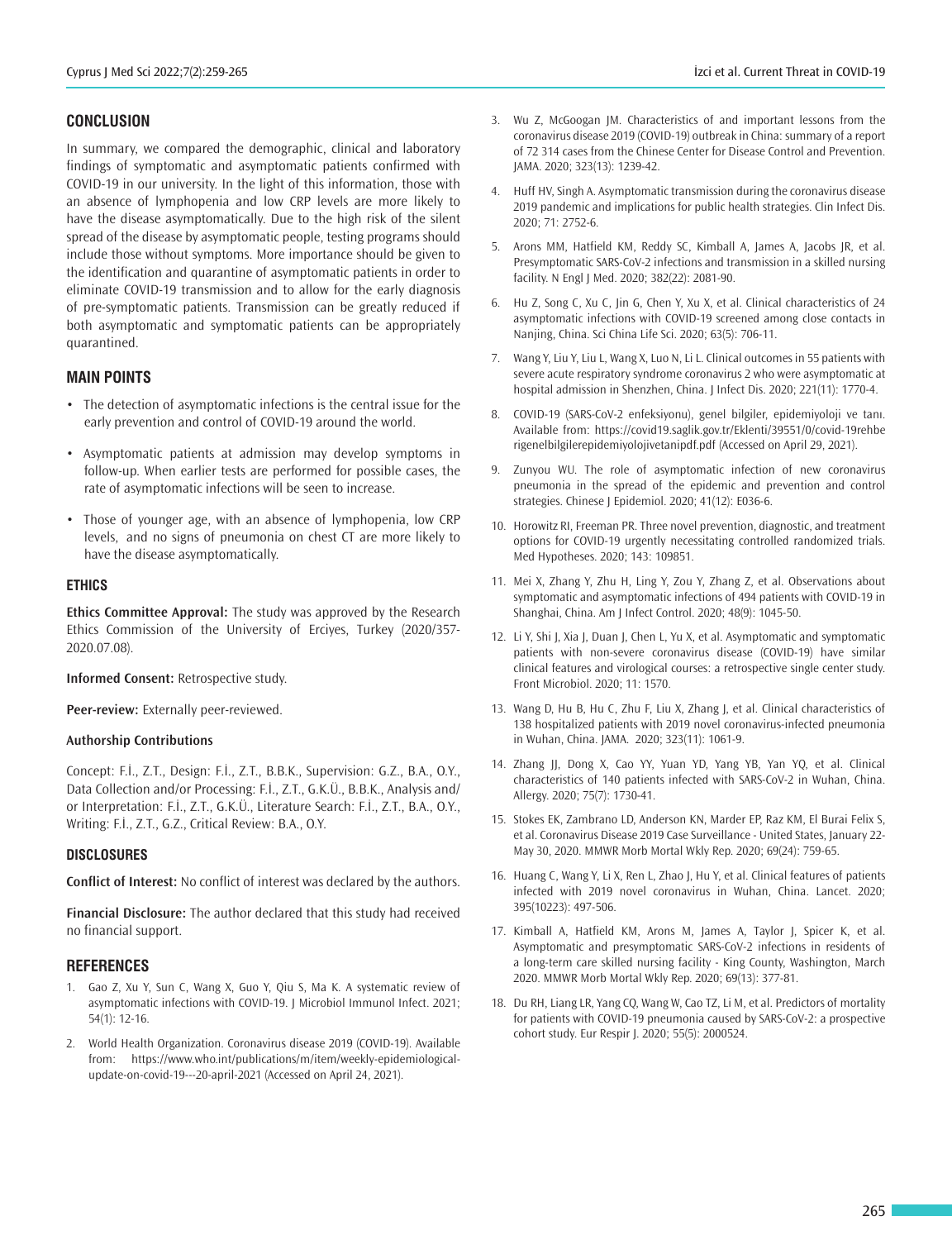## CONCLUSION

In summary, we compared the demographic, clinical and laboratory findings of symptomatic and asymptomatic patients confirmed with COVID-19 in our university. In the light of this information, those with an absence of lymphopenia and low CRP levels are more likely to have the disease asymptomatically. Due to the high risk of the silent spread of the disease by asymptomatic people, testing programs should include those without symptoms. More importance should be given to the identification and quarantine of asymptomatic patients in order to eliminate COVID-19 transmission and to allow for the early diagnosis of pre-symptomatic patients. Transmission can be greatly reduced if both asymptomatic and symptomatic patients can be appropriately quarantined.

## MAIN POINTS

- The detection of asymptomatic infections is the central issue for the early prevention and control of COVID-19 around the world.
- Asymptomatic patients at admission may develop symptoms in follow-up. When earlier tests are performed for possible cases, the rate of asymptomatic infections will be seen to increase.
- Those of younger age, with an absence of lymphopenia, low CRP levels, and no signs of pneumonia on chest CT are more likely to have the disease asymptomatically.

## ETHICS

**Ethics Committee Approval:** The study was approved by the Research Ethics Commission of the University of Erciyes, Turkey (2020/357-2020.07.08).

**Informed Consent:** Retrospective study.

**Peer-review:** Externally peer-reviewed.

**Authorship Contributions**

Concept: F.İ., Z.T., Design: F.İ., Z.T., B.B.K., Supervision: G.Z., B.A., O.Y., Data Collection and/or Processing: F.İ., Z.T., G.K.Ü., B.B.K., Analysis and/or Interpretation: F.İ., Z.T., G.K.Ü., Literature Search: F.İ., Z.T., B.A., O.Y., Writing: F.İ., Z.T., G.Z., Critical Review: B.A., O.Y.

## DISCLOSURES

**Conflict of Interest:** No conflict of interest was declared by the authors.

**Financial Disclosure:** The author declared that this study had received no financial support.

## REFERENCES

1. Gao Z, Xu Y, Sun C, Wang X, Guo Y, Qiu S, Ma K. A systematic review of asymptomatic infections with COVID-19. J Microbiol Immunol Infect. 2021; 54(1): 12-16.
2. World Health Organization. Coronavirus disease 2019 (COVID-19). Available from: https://www.who.int/publications/m/item/weekly-epidemiological-update-on-covid-19---20-april-2021 (Accessed on April 24, 2021).
3. Wu Z, McGoogan JM. Characteristics of and important lessons from the coronavirus disease 2019 (COVID-19) outbreak in China: summary of a report of 72 314 cases from the Chinese Center for Disease Control and Prevention. JAMA. 2020; 323(13): 1239-42.
4. Huff HV, Singh A. Asymptomatic transmission during the coronavirus disease 2019 pandemic and implications for public health strategies. Clin Infect Dis. 2020; 71: 2752-6.
5. Arons MM, Hatfield KM, Reddy SC, Kimball A, James A, Jacobs JR, et al. Presymptomatic SARS-CoV-2 infections and transmission in a skilled nursing facility. N Engl J Med. 2020; 382(22): 2081-90.
6. Hu Z, Song C, Xu C, Jin G, Chen Y, Xu X, et al. Clinical characteristics of 24 asymptomatic infections with COVID-19 screened among close contacts in Nanjing, China. Sci China Life Sci. 2020; 63(5): 706-11.
7. Wang Y, Liu Y, Liu L, Wang X, Luo N, Li L. Clinical outcomes in 55 patients with severe acute respiratory syndrome coronavirus 2 who were asymptomatic at hospital admission in Shenzhen, China. J Infect Dis. 2020; 221(11): 1770-4.
8. COVID-19 (SARS-CoV-2 enfeksiyonu), genel bilgiler, epidemiyoloji ve tanı. Available from: https://covid19.saglik.gov.tr/Eklenti/39551/0/covid-19rehberigenelbilgilerepidemiyolojivetanipdf.pdf (Accessed on April 29, 2021).
9. Zunyou WU. The role of asymptomatic infection of new coronavirus pneumonia in the spread of the epidemic and prevention and control strategies. Chinese J Epidemiol. 2020; 41(12): E036-6.
10. Horowitz RI, Freeman PR. Three novel prevention, diagnostic, and treatment options for COVID-19 urgently necessitating controlled randomized trials. Med Hypotheses. 2020; 143: 109851.
11. Mei X, Zhang Y, Zhu H, Ling Y, Zou Y, Zhang Z, et al. Observations about symptomatic and asymptomatic infections of 494 patients with COVID-19 in Shanghai, China. Am J Infect Control. 2020; 48(9): 1045-50.
12. Li Y, Shi J, Xia J, Duan J, Chen L, Yu X, et al. Asymptomatic and symptomatic patients with non-severe coronavirus disease (COVID-19) have similar clinical features and virological courses: a retrospective single center study. Front Microbiol. 2020; 11: 1570.
13. Wang D, Hu B, Hu C, Zhu F, Liu X, Zhang J, et al. Clinical characteristics of 138 hospitalized patients with 2019 novel coronavirus-infected pneumonia in Wuhan, China. JAMA. 2020; 323(11): 1061-9.
14. Zhang JJ, Dong X, Cao YY, Yuan YD, Yang YB, Yan YQ, et al. Clinical characteristics of 140 patients infected with SARS-CoV-2 in Wuhan, China. Allergy. 2020; 75(7): 1730-41.
15. Stokes EK, Zambrano LD, Anderson KN, Marder EP, Raz KM, El Burai Felix S, et al. Coronavirus Disease 2019 Case Surveillance - United States, January 22-May 30, 2020. MMWR Morb Mortal Wkly Rep. 2020; 69(24): 759-65.
16. Huang C, Wang Y, Li X, Ren L, Zhao J, Hu Y, et al. Clinical features of patients infected with 2019 novel coronavirus in Wuhan, China. Lancet. 2020; 395(10223): 497-506.
17. Kimball A, Hatfield KM, Arons M, James A, Taylor J, Spicer K, et al. Asymptomatic and presymptomatic SARS-CoV-2 infections in residents of a long-term care skilled nursing facility - King County, Washington, March 2020. MMWR Morb Mortal Wkly Rep. 2020; 69(13): 377-81.
18. Du RH, Liang LR, Yang CQ, Wang W, Cao TZ, Li M, et al. Predictors of mortality for patients with COVID-19 pneumonia caused by SARS-CoV-2: a prospective cohort study. Eur Respir J. 2020; 55(5): 2000524.